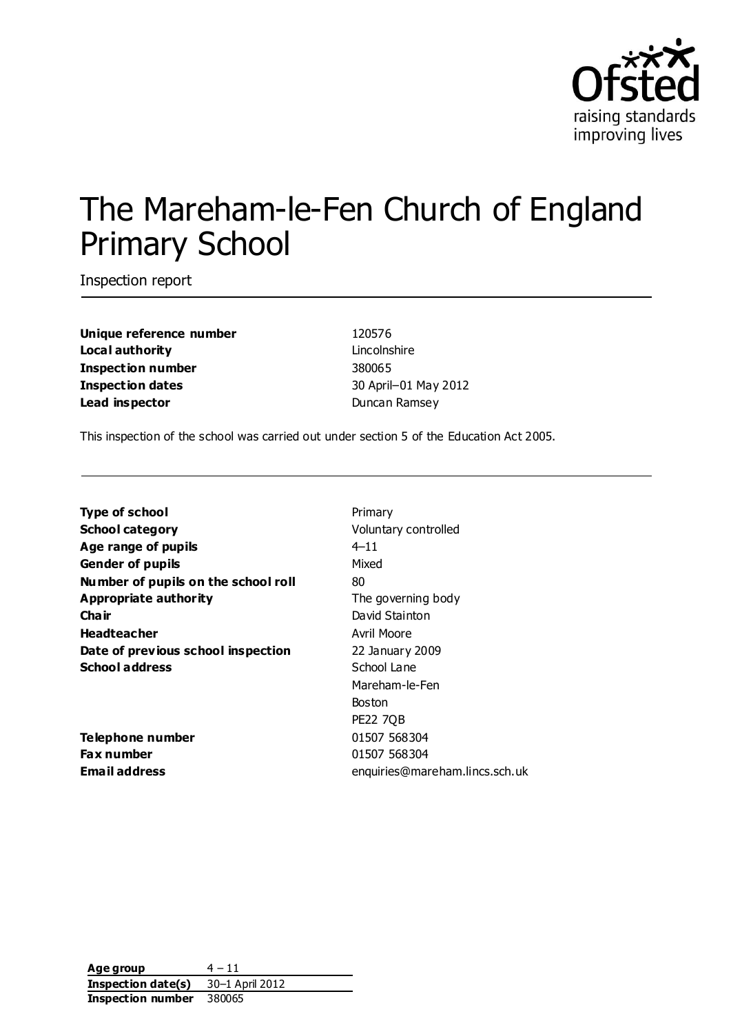# The Mareham-le-Fen Church of England Primary School

Inspection report

| | |
|---|---|
| **Unique reference number** | 120576 |
| **Local authority** | Lincolnshire |
| **Inspection number** | 380065 |
| **Inspection dates** | 30 April–01 May 2012 |
| **Lead inspector** | Duncan Ramsey |

This inspection of the school was carried out under section 5 of the Education Act 2005.

| | |
|---|---|
| **Type of school** | Primary |
| **School category** | Voluntary controlled |
| **Age range of pupils** | 4–11 |
| **Gender of pupils** | Mixed |
| **Number of pupils on the school roll** | 80 |
| **Appropriate authority** | The governing body |
| **Chair** | David Stainton |
| **Headteacher** | Avril Moore |
| **Date of previous school inspection** | 22 January 2009 |
| **School address** | School Lane<br>Mareham-le-Fen<br>Boston<br>PE22 7QB |
| **Telephone number** | 01507 568304 |
| **Fax number** | 01507 568304 |
| **Email address** | enquiries@mareham.lincs.sch.uk |

| | |
|---|---|
| **Age group** | 4 – 11 |
| **Inspection date(s)** | 30–1 April 2012 |
| **Inspection number** | 380065 |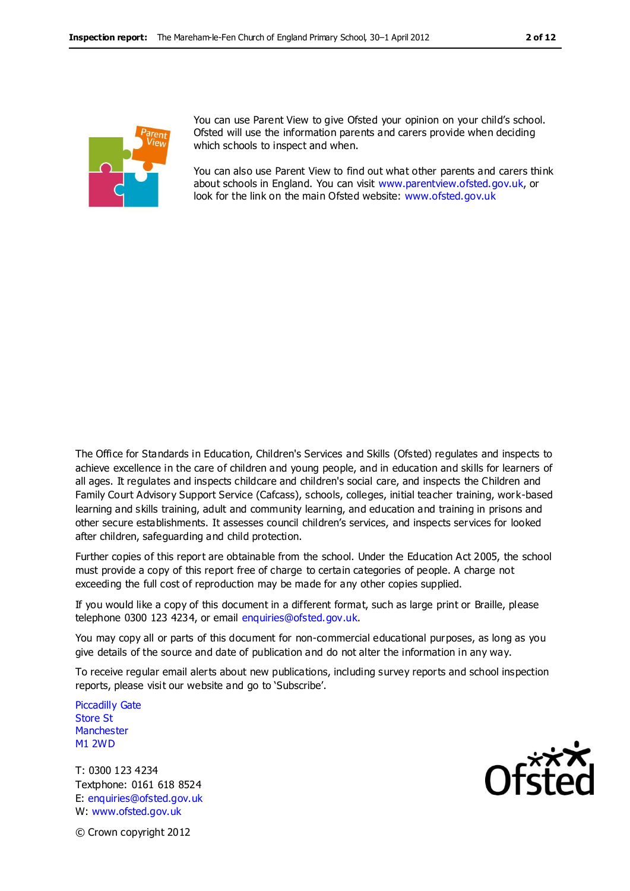You can use Parent View to give Ofsted your opinion on your child's school. Ofsted will use the information parents and carers provide when deciding which schools to inspect and when.

You can also use Parent View to find out what other parents and carers think about schools in England. You can visit www.parentview.ofsted.gov.uk, or look for the link on the main Ofsted website: www.ofsted.gov.uk

The Office for Standards in Education, Children's Services and Skills (Ofsted) regulates and inspects to achieve excellence in the care of children and young people, and in education and skills for learners of all ages. It regulates and inspects childcare and children's social care, and inspects the Children and Family Court Advisory Support Service (Cafcass), schools, colleges, initial teacher training, work-based learning and skills training, adult and community learning, and education and training in prisons and other secure establishments. It assesses council children's services, and inspects services for looked after children, safeguarding and child protection.

Further copies of this report are obtainable from the school. Under the Education Act 2005, the school must provide a copy of this report free of charge to certain categories of people. A charge not exceeding the full cost of reproduction may be made for any other copies supplied.

If you would like a copy of this document in a different format, such as large print or Braille, please telephone 0300 123 4234, or email enquiries@ofsted.gov.uk.

You may copy all or parts of this document for non-commercial educational purposes, as long as you give details of the source and date of publication and do not alter the information in any way.

To receive regular email alerts about new publications, including survey reports and school inspection reports, please visit our website and go to 'Subscribe'.

Piccadilly Gate
Store St
Manchester
M1 2WD

T: 0300 123 4234
Textphone: 0161 618 8524
E: enquiries@ofsted.gov.uk
W: www.ofsted.gov.uk

© Crown copyright 2012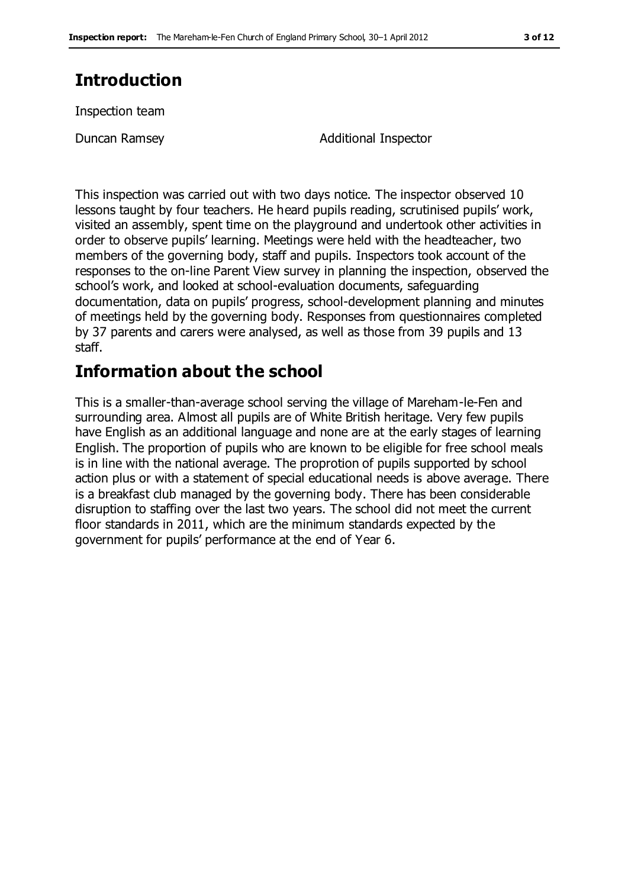## Introduction

Inspection team

| Duncan Ramsey | Additional Inspector |
|---|---|

This inspection was carried out with two days notice. The inspector observed 10 lessons taught by four teachers. He heard pupils reading, scrutinised pupils' work, visited an assembly, spent time on the playground and undertook other activities in order to observe pupils' learning. Meetings were held with the headteacher, two members of the governing body, staff and pupils. Inspectors took account of the responses to the on-line Parent View survey in planning the inspection, observed the school's work, and looked at school-evaluation documents, safeguarding documentation, data on pupils' progress, school-development planning and minutes of meetings held by the governing body. Responses from questionnaires completed by 37 parents and carers were analysed, as well as those from 39 pupils and 13 staff.

## Information about the school

This is a smaller-than-average school serving the village of Mareham-le-Fen and surrounding area. Almost all pupils are of White British heritage. Very few pupils have English as an additional language and none are at the early stages of learning English. The proportion of pupils who are known to be eligible for free school meals is in line with the national average. The proprotion of pupils supported by school action plus or with a statement of special educational needs is above average. There is a breakfast club managed by the governing body. There has been considerable disruption to staffing over the last two years. The school did not meet the current floor standards in 2011, which are the minimum standards expected by the government for pupils' performance at the end of Year 6.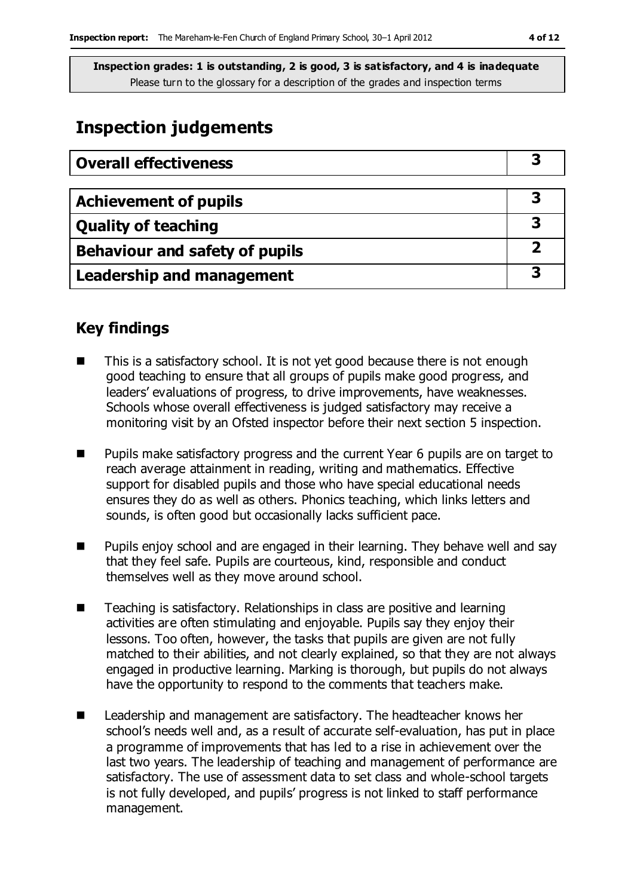**Inspection grades: 1 is outstanding, 2 is good, 3 is satisfactory, and 4 is inadequate**
Please turn to the glossary for a description of the grades and inspection terms

# Inspection judgements

| Overall effectiveness | 3 |
|---|---|
| **Achievement of pupils** | **3** |
| **Quality of teaching** | **3** |
| **Behaviour and safety of pupils** | **2** |
| **Leadership and management** | **3** |

## Key findings

- This is a satisfactory school. It is not yet good because there is not enough good teaching to ensure that all groups of pupils make good progress, and leaders' evaluations of progress, to drive improvements, have weaknesses. Schools whose overall effectiveness is judged satisfactory may receive a monitoring visit by an Ofsted inspector before their next section 5 inspection.
- Pupils make satisfactory progress and the current Year 6 pupils are on target to reach average attainment in reading, writing and mathematics. Effective support for disabled pupils and those who have special educational needs ensures they do as well as others. Phonics teaching, which links letters and sounds, is often good but occasionally lacks sufficient pace.
- Pupils enjoy school and are engaged in their learning. They behave well and say that they feel safe. Pupils are courteous, kind, responsible and conduct themselves well as they move around school.
- Teaching is satisfactory. Relationships in class are positive and learning activities are often stimulating and enjoyable. Pupils say they enjoy their lessons. Too often, however, the tasks that pupils are given are not fully matched to their abilities, and not clearly explained, so that they are not always engaged in productive learning. Marking is thorough, but pupils do not always have the opportunity to respond to the comments that teachers make.
- Leadership and management are satisfactory. The headteacher knows her school's needs well and, as a result of accurate self-evaluation, has put in place a programme of improvements that has led to a rise in achievement over the last two years. The leadership of teaching and management of performance are satisfactory. The use of assessment data to set class and whole-school targets is not fully developed, and pupils' progress is not linked to staff performance management.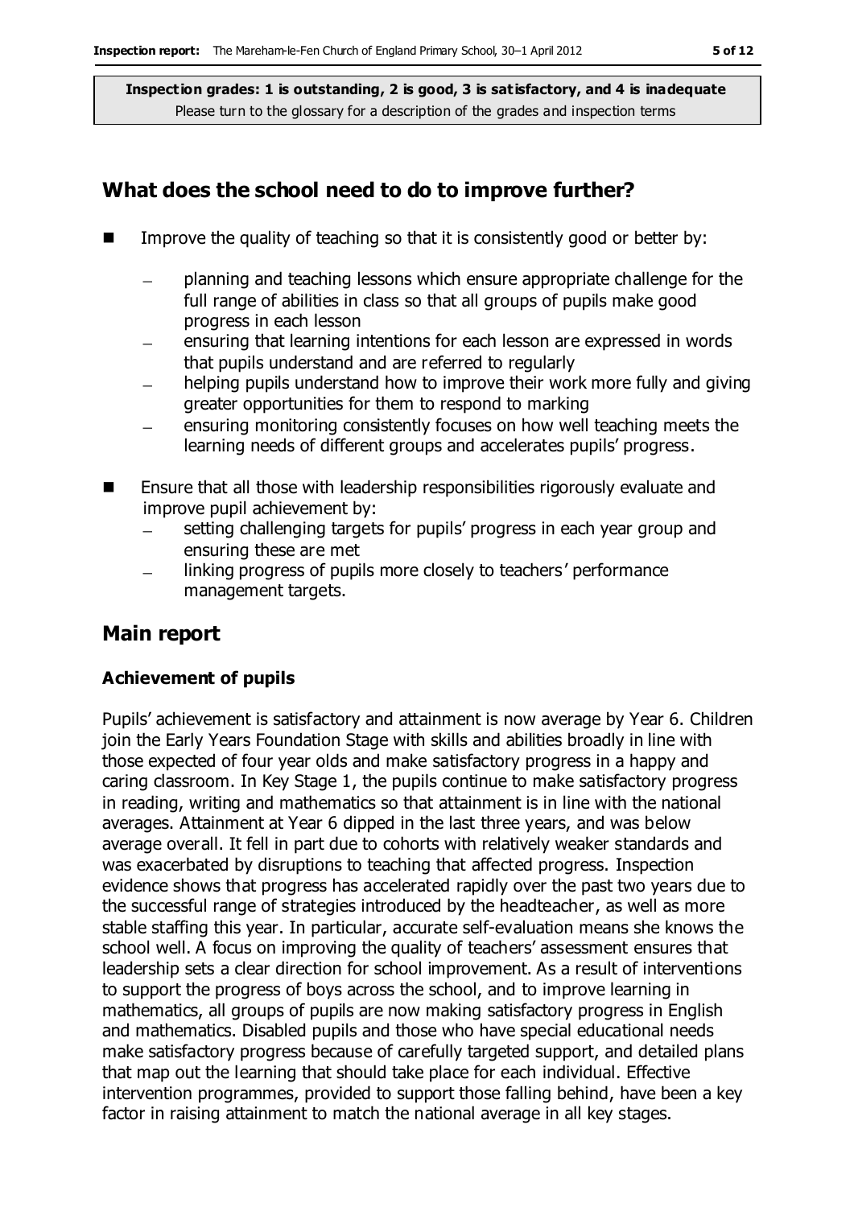**Inspection grades: 1 is outstanding, 2 is good, 3 is satisfactory, and 4 is inadequate**
Please turn to the glossary for a description of the grades and inspection terms

## What does the school need to do to improve further?

- Improve the quality of teaching so that it is consistently good or better by:
  - planning and teaching lessons which ensure appropriate challenge for the full range of abilities in class so that all groups of pupils make good progress in each lesson
  - ensuring that learning intentions for each lesson are expressed in words that pupils understand and are referred to regularly
  - helping pupils understand how to improve their work more fully and giving greater opportunities for them to respond to marking
  - ensuring monitoring consistently focuses on how well teaching meets the learning needs of different groups and accelerates pupils' progress.
- Ensure that all those with leadership responsibilities rigorously evaluate and improve pupil achievement by:
  - setting challenging targets for pupils' progress in each year group and ensuring these are met
  - linking progress of pupils more closely to teachers' performance management targets.

## Main report

### Achievement of pupils

Pupils' achievement is satisfactory and attainment is now average by Year 6. Children join the Early Years Foundation Stage with skills and abilities broadly in line with those expected of four year olds and make satisfactory progress in a happy and caring classroom. In Key Stage 1, the pupils continue to make satisfactory progress in reading, writing and mathematics so that attainment is in line with the national averages. Attainment at Year 6 dipped in the last three years, and was below average overall. It fell in part due to cohorts with relatively weaker standards and was exacerbated by disruptions to teaching that affected progress. Inspection evidence shows that progress has accelerated rapidly over the past two years due to the successful range of strategies introduced by the headteacher, as well as more stable staffing this year. In particular, accurate self-evaluation means she knows the school well. A focus on improving the quality of teachers' assessment ensures that leadership sets a clear direction for school improvement. As a result of interventions to support the progress of boys across the school, and to improve learning in mathematics, all groups of pupils are now making satisfactory progress in English and mathematics. Disabled pupils and those who have special educational needs make satisfactory progress because of carefully targeted support, and detailed plans that map out the learning that should take place for each individual. Effective intervention programmes, provided to support those falling behind, have been a key factor in raising attainment to match the national average in all key stages.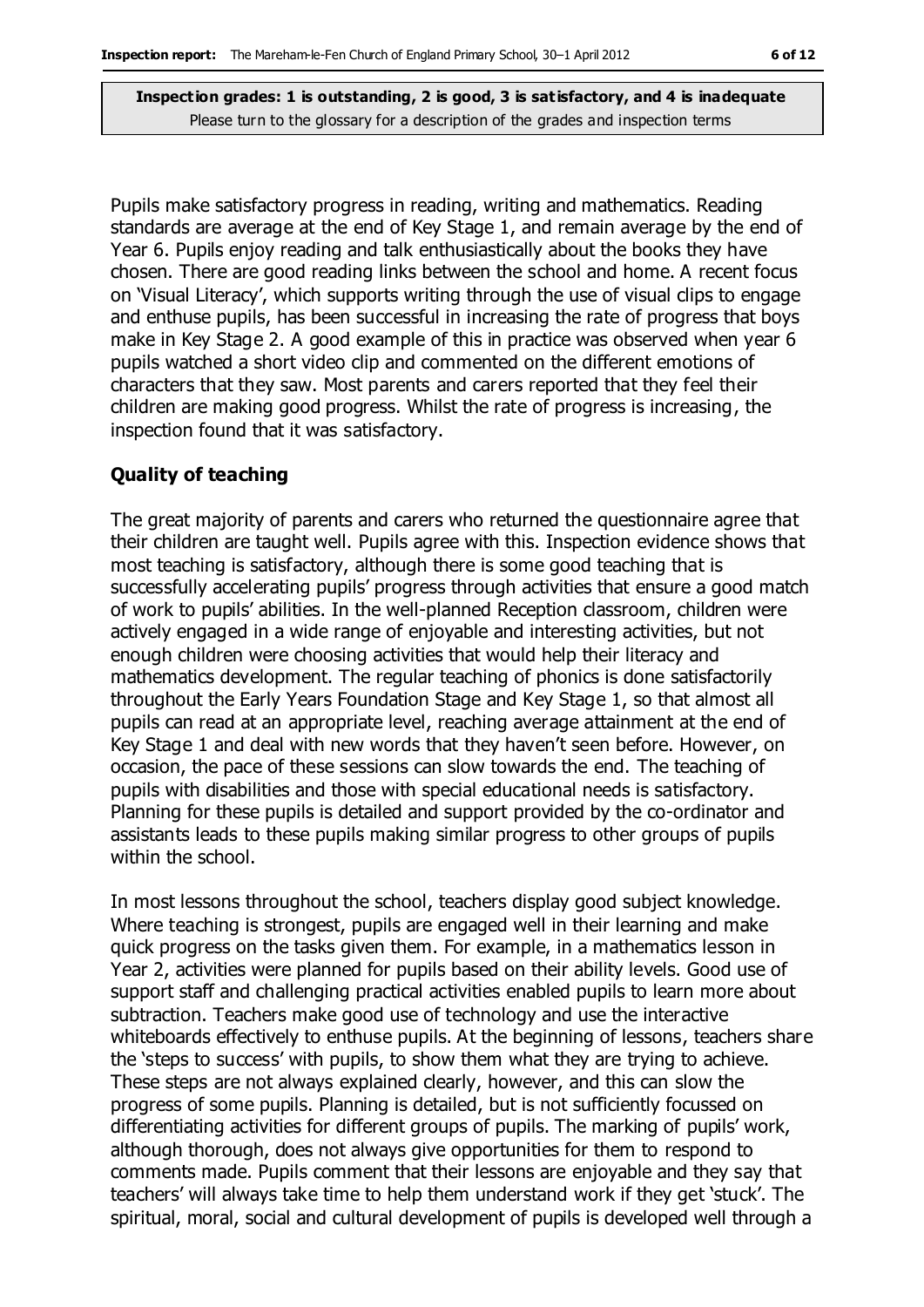**Inspection grades: 1 is outstanding, 2 is good, 3 is satisfactory, and 4 is inadequate**
Please turn to the glossary for a description of the grades and inspection terms

Pupils make satisfactory progress in reading, writing and mathematics. Reading standards are average at the end of Key Stage 1, and remain average by the end of Year 6. Pupils enjoy reading and talk enthusiastically about the books they have chosen. There are good reading links between the school and home. A recent focus on 'Visual Literacy', which supports writing through the use of visual clips to engage and enthuse pupils, has been successful in increasing the rate of progress that boys make in Key Stage 2. A good example of this in practice was observed when year 6 pupils watched a short video clip and commented on the different emotions of characters that they saw. Most parents and carers reported that they feel their children are making good progress. Whilst the rate of progress is increasing, the inspection found that it was satisfactory.

### Quality of teaching

The great majority of parents and carers who returned the questionnaire agree that their children are taught well. Pupils agree with this. Inspection evidence shows that most teaching is satisfactory, although there is some good teaching that is successfully accelerating pupils' progress through activities that ensure a good match of work to pupils' abilities. In the well-planned Reception classroom, children were actively engaged in a wide range of enjoyable and interesting activities, but not enough children were choosing activities that would help their literacy and mathematics development. The regular teaching of phonics is done satisfactorily throughout the Early Years Foundation Stage and Key Stage 1, so that almost all pupils can read at an appropriate level, reaching average attainment at the end of Key Stage 1 and deal with new words that they haven't seen before. However, on occasion, the pace of these sessions can slow towards the end. The teaching of pupils with disabilities and those with special educational needs is satisfactory. Planning for these pupils is detailed and support provided by the co-ordinator and assistants leads to these pupils making similar progress to other groups of pupils within the school.

In most lessons throughout the school, teachers display good subject knowledge. Where teaching is strongest, pupils are engaged well in their learning and make quick progress on the tasks given them. For example, in a mathematics lesson in Year 2, activities were planned for pupils based on their ability levels. Good use of support staff and challenging practical activities enabled pupils to learn more about subtraction. Teachers make good use of technology and use the interactive whiteboards effectively to enthuse pupils. At the beginning of lessons, teachers share the 'steps to success' with pupils, to show them what they are trying to achieve. These steps are not always explained clearly, however, and this can slow the progress of some pupils. Planning is detailed, but is not sufficiently focussed on differentiating activities for different groups of pupils. The marking of pupils' work, although thorough, does not always give opportunities for them to respond to comments made. Pupils comment that their lessons are enjoyable and they say that teachers' will always take time to help them understand work if they get 'stuck'. The spiritual, moral, social and cultural development of pupils is developed well through a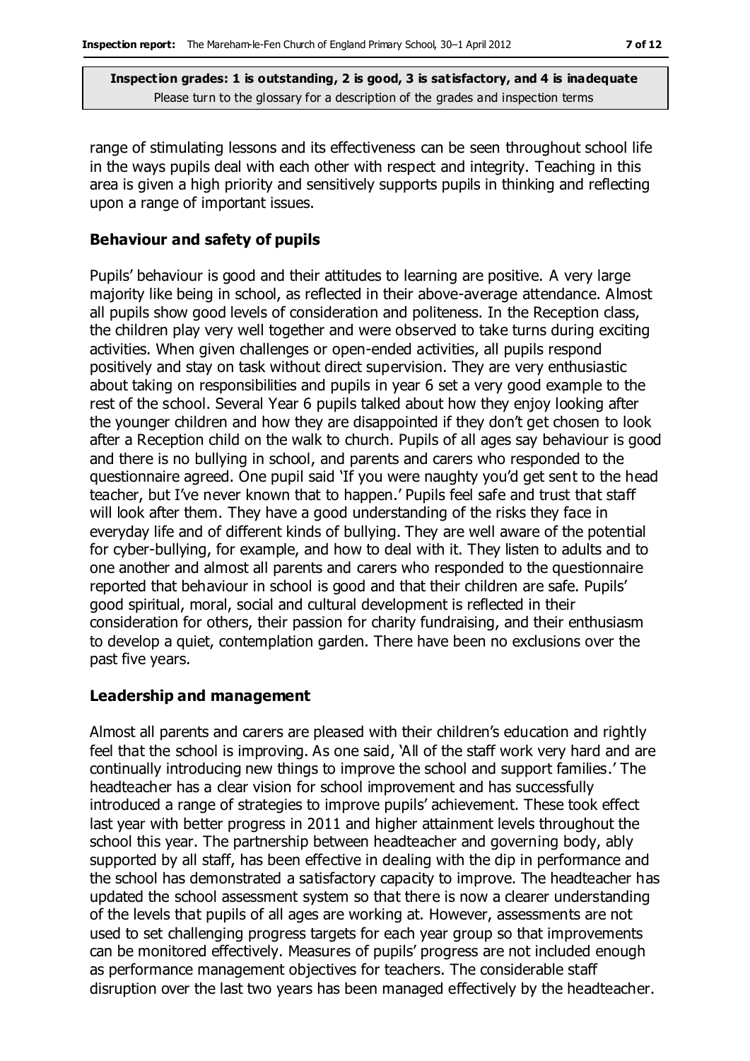range of stimulating lessons and its effectiveness can be seen throughout school life in the ways pupils deal with each other with respect and integrity. Teaching in this area is given a high priority and sensitively supports pupils in thinking and reflecting upon a range of important issues.

### Behaviour and safety of pupils

Pupils' behaviour is good and their attitudes to learning are positive. A very large majority like being in school, as reflected in their above-average attendance. Almost all pupils show good levels of consideration and politeness. In the Reception class, the children play very well together and were observed to take turns during exciting activities. When given challenges or open-ended activities, all pupils respond positively and stay on task without direct supervision. They are very enthusiastic about taking on responsibilities and pupils in year 6 set a very good example to the rest of the school. Several Year 6 pupils talked about how they enjoy looking after the younger children and how they are disappointed if they don't get chosen to look after a Reception child on the walk to church. Pupils of all ages say behaviour is good and there is no bullying in school, and parents and carers who responded to the questionnaire agreed. One pupil said 'If you were naughty you'd get sent to the head teacher, but I've never known that to happen.' Pupils feel safe and trust that staff will look after them. They have a good understanding of the risks they face in everyday life and of different kinds of bullying. They are well aware of the potential for cyber-bullying, for example, and how to deal with it. They listen to adults and to one another and almost all parents and carers who responded to the questionnaire reported that behaviour in school is good and that their children are safe. Pupils' good spiritual, moral, social and cultural development is reflected in their consideration for others, their passion for charity fundraising, and their enthusiasm to develop a quiet, contemplation garden. There have been no exclusions over the past five years.

### Leadership and management

Almost all parents and carers are pleased with their children's education and rightly feel that the school is improving. As one said, 'All of the staff work very hard and are continually introducing new things to improve the school and support families.' The headteacher has a clear vision for school improvement and has successfully introduced a range of strategies to improve pupils' achievement. These took effect last year with better progress in 2011 and higher attainment levels throughout the school this year. The partnership between headteacher and governing body, ably supported by all staff, has been effective in dealing with the dip in performance and the school has demonstrated a satisfactory capacity to improve. The headteacher has updated the school assessment system so that there is now a clearer understanding of the levels that pupils of all ages are working at. However, assessments are not used to set challenging progress targets for each year group so that improvements can be monitored effectively. Measures of pupils' progress are not included enough as performance management objectives for teachers. The considerable staff disruption over the last two years has been managed effectively by the headteacher.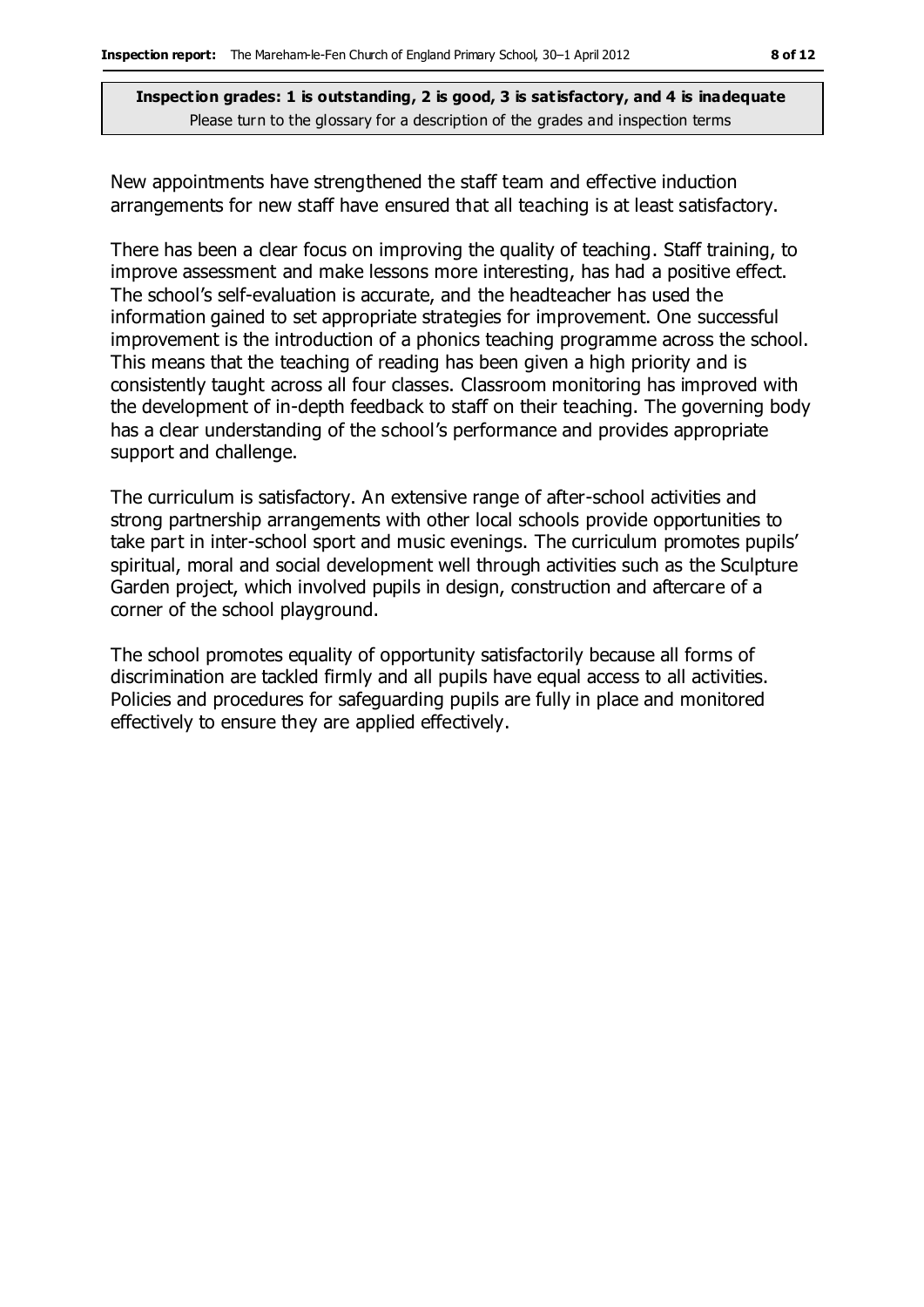**Inspection grades: 1 is outstanding, 2 is good, 3 is satisfactory, and 4 is inadequate**
Please turn to the glossary for a description of the grades and inspection terms

New appointments have strengthened the staff team and effective induction arrangements for new staff have ensured that all teaching is at least satisfactory.

There has been a clear focus on improving the quality of teaching. Staff training, to improve assessment and make lessons more interesting, has had a positive effect. The school's self-evaluation is accurate, and the headteacher has used the information gained to set appropriate strategies for improvement. One successful improvement is the introduction of a phonics teaching programme across the school. This means that the teaching of reading has been given a high priority and is consistently taught across all four classes. Classroom monitoring has improved with the development of in-depth feedback to staff on their teaching. The governing body has a clear understanding of the school's performance and provides appropriate support and challenge.

The curriculum is satisfactory. An extensive range of after-school activities and strong partnership arrangements with other local schools provide opportunities to take part in inter-school sport and music evenings. The curriculum promotes pupils' spiritual, moral and social development well through activities such as the Sculpture Garden project, which involved pupils in design, construction and aftercare of a corner of the school playground.

The school promotes equality of opportunity satisfactorily because all forms of discrimination are tackled firmly and all pupils have equal access to all activities. Policies and procedures for safeguarding pupils are fully in place and monitored effectively to ensure they are applied effectively.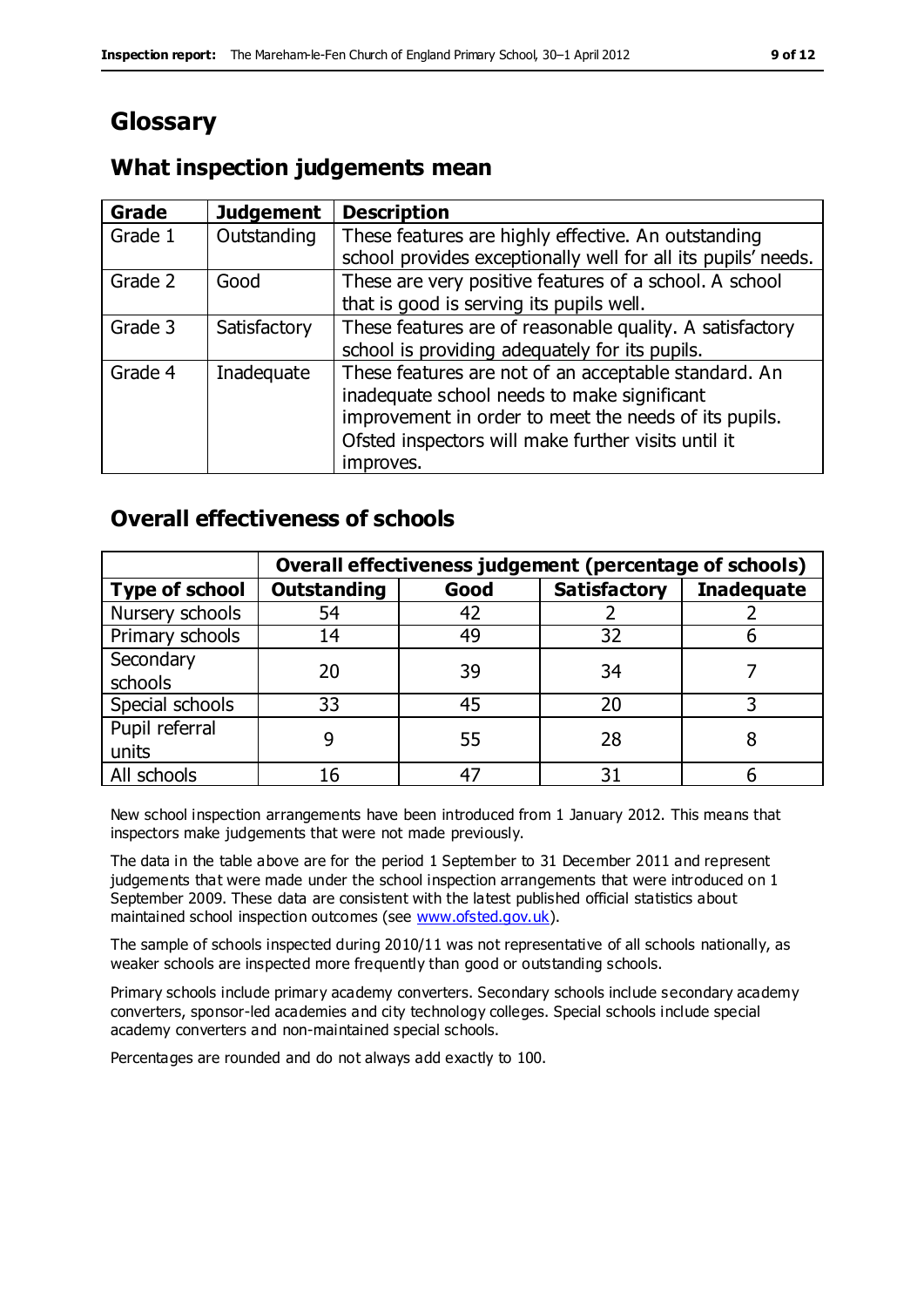# Glossary

## What inspection judgements mean

| Grade | Judgement | Description |
|---|---|---|
| Grade 1 | Outstanding | These features are highly effective. An outstanding school provides exceptionally well for all its pupils' needs. |
| Grade 2 | Good | These are very positive features of a school. A school that is good is serving its pupils well. |
| Grade 3 | Satisfactory | These features are of reasonable quality. A satisfactory school is providing adequately for its pupils. |
| Grade 4 | Inadequate | These features are not of an acceptable standard. An inadequate school needs to make significant improvement in order to meet the needs of its pupils. Ofsted inspectors will make further visits until it improves. |

## Overall effectiveness of schools

| | Overall effectiveness judgement (percentage of schools) | | | |
|---|---|---|---|---|
| **Type of school** | **Outstanding** | **Good** | **Satisfactory** | **Inadequate** |
| Nursery schools | 54 | 42 | 2 | 2 |
| Primary schools | 14 | 49 | 32 | 6 |
| Secondary schools | 20 | 39 | 34 | 7 |
| Special schools | 33 | 45 | 20 | 3 |
| Pupil referral units | 9 | 55 | 28 | 8 |
| All schools | 16 | 47 | 31 | 6 |

New school inspection arrangements have been introduced from 1 January 2012. This means that inspectors make judgements that were not made previously.

The data in the table above are for the period 1 September to 31 December 2011 and represent judgements that were made under the school inspection arrangements that were introduced on 1 September 2009. These data are consistent with the latest published official statistics about maintained school inspection outcomes (see www.ofsted.gov.uk).

The sample of schools inspected during 2010/11 was not representative of all schools nationally, as weaker schools are inspected more frequently than good or outstanding schools.

Primary schools include primary academy converters. Secondary schools include secondary academy converters, sponsor-led academies and city technology colleges. Special schools include special academy converters and non-maintained special schools.

Percentages are rounded and do not always add exactly to 100.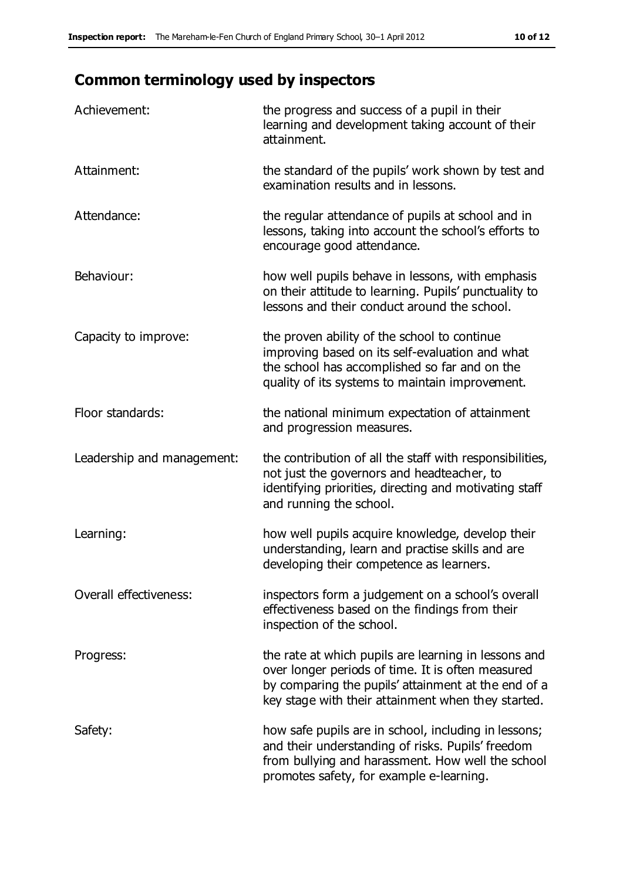## Common terminology used by inspectors

| | |
|---|---|
| Achievement: | the progress and success of a pupil in their learning and development taking account of their attainment. |
| Attainment: | the standard of the pupils' work shown by test and examination results and in lessons. |
| Attendance: | the regular attendance of pupils at school and in lessons, taking into account the school's efforts to encourage good attendance. |
| Behaviour: | how well pupils behave in lessons, with emphasis on their attitude to learning. Pupils' punctuality to lessons and their conduct around the school. |
| Capacity to improve: | the proven ability of the school to continue improving based on its self-evaluation and what the school has accomplished so far and on the quality of its systems to maintain improvement. |
| Floor standards: | the national minimum expectation of attainment and progression measures. |
| Leadership and management: | the contribution of all the staff with responsibilities, not just the governors and headteacher, to identifying priorities, directing and motivating staff and running the school. |
| Learning: | how well pupils acquire knowledge, develop their understanding, learn and practise skills and are developing their competence as learners. |
| Overall effectiveness: | inspectors form a judgement on a school's overall effectiveness based on the findings from their inspection of the school. |
| Progress: | the rate at which pupils are learning in lessons and over longer periods of time. It is often measured by comparing the pupils' attainment at the end of a key stage with their attainment when they started. |
| Safety: | how safe pupils are in school, including in lessons; and their understanding of risks. Pupils' freedom from bullying and harassment. How well the school promotes safety, for example e-learning. |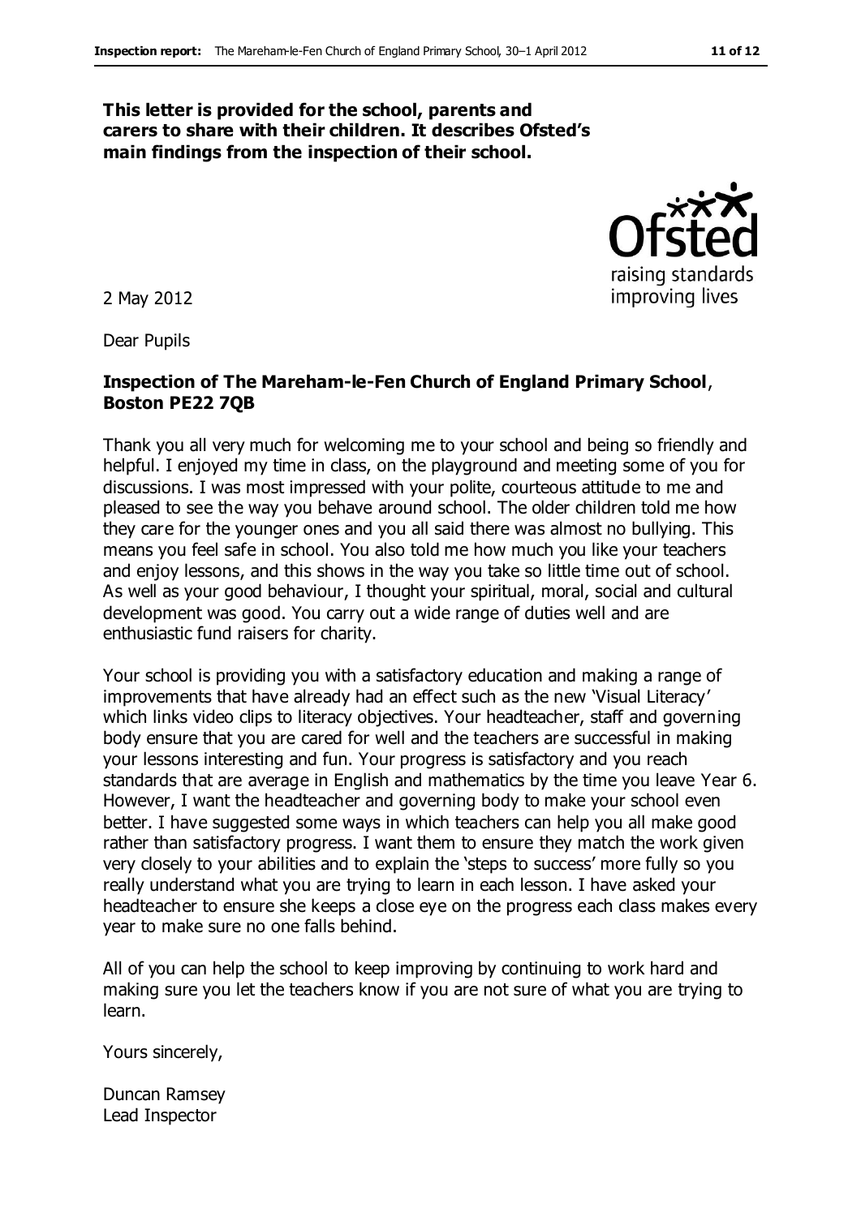**This letter is provided for the school, parents and carers to share with their children. It describes Ofsted's main findings from the inspection of their school.**

2 May 2012

Dear Pupils

**Inspection of The Mareham-le-Fen Church of England Primary School, Boston PE22 7QB**

Thank you all very much for welcoming me to your school and being so friendly and helpful. I enjoyed my time in class, on the playground and meeting some of you for discussions. I was most impressed with your polite, courteous attitude to me and pleased to see the way you behave around school. The older children told me how they care for the younger ones and you all said there was almost no bullying. This means you feel safe in school. You also told me how much you like your teachers and enjoy lessons, and this shows in the way you take so little time out of school. As well as your good behaviour, I thought your spiritual, moral, social and cultural development was good. You carry out a wide range of duties well and are enthusiastic fund raisers for charity.

Your school is providing you with a satisfactory education and making a range of improvements that have already had an effect such as the new 'Visual Literacy' which links video clips to literacy objectives. Your headteacher, staff and governing body ensure that you are cared for well and the teachers are successful in making your lessons interesting and fun. Your progress is satisfactory and you reach standards that are average in English and mathematics by the time you leave Year 6. However, I want the headteacher and governing body to make your school even better. I have suggested some ways in which teachers can help you all make good rather than satisfactory progress. I want them to ensure they match the work given very closely to your abilities and to explain the 'steps to success' more fully so you really understand what you are trying to learn in each lesson. I have asked your headteacher to ensure she keeps a close eye on the progress each class makes every year to make sure no one falls behind.

All of you can help the school to keep improving by continuing to work hard and making sure you let the teachers know if you are not sure of what you are trying to learn.

Yours sincerely,

Duncan Ramsey
Lead Inspector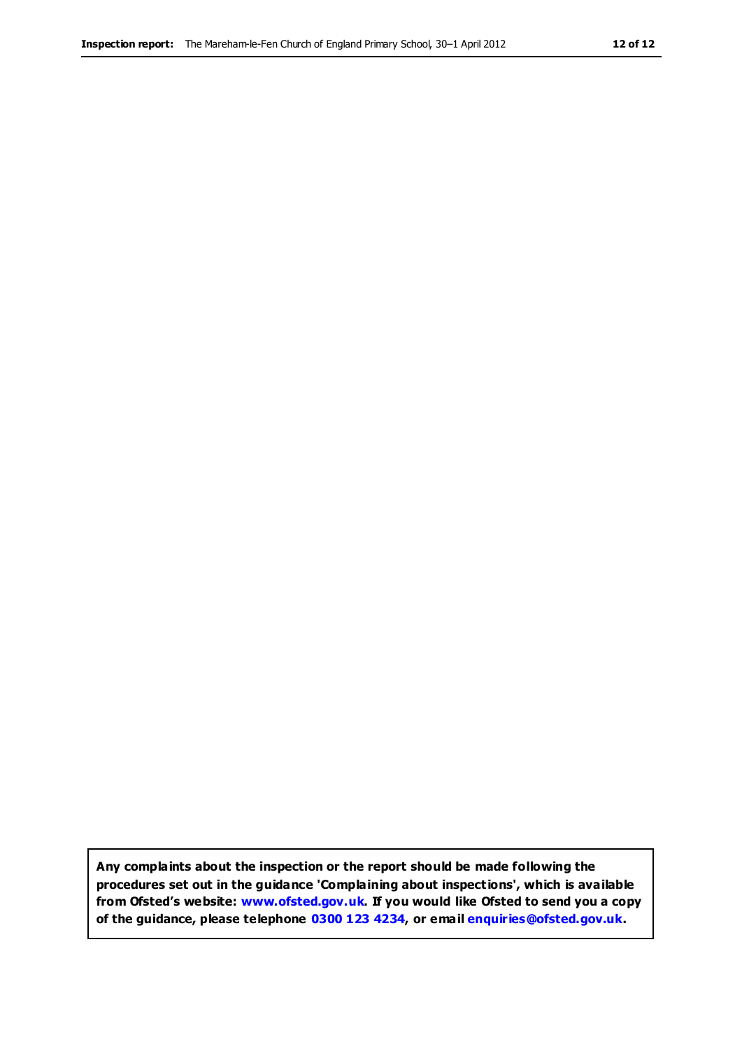**Any complaints about the inspection or the report should be made following the procedures set out in the guidance 'Complaining about inspections', which is available from Ofsted's website: www.ofsted.gov.uk. If you would like Ofsted to send you a copy of the guidance, please telephone 0300 123 4234, or email enquiries@ofsted.gov.uk.**